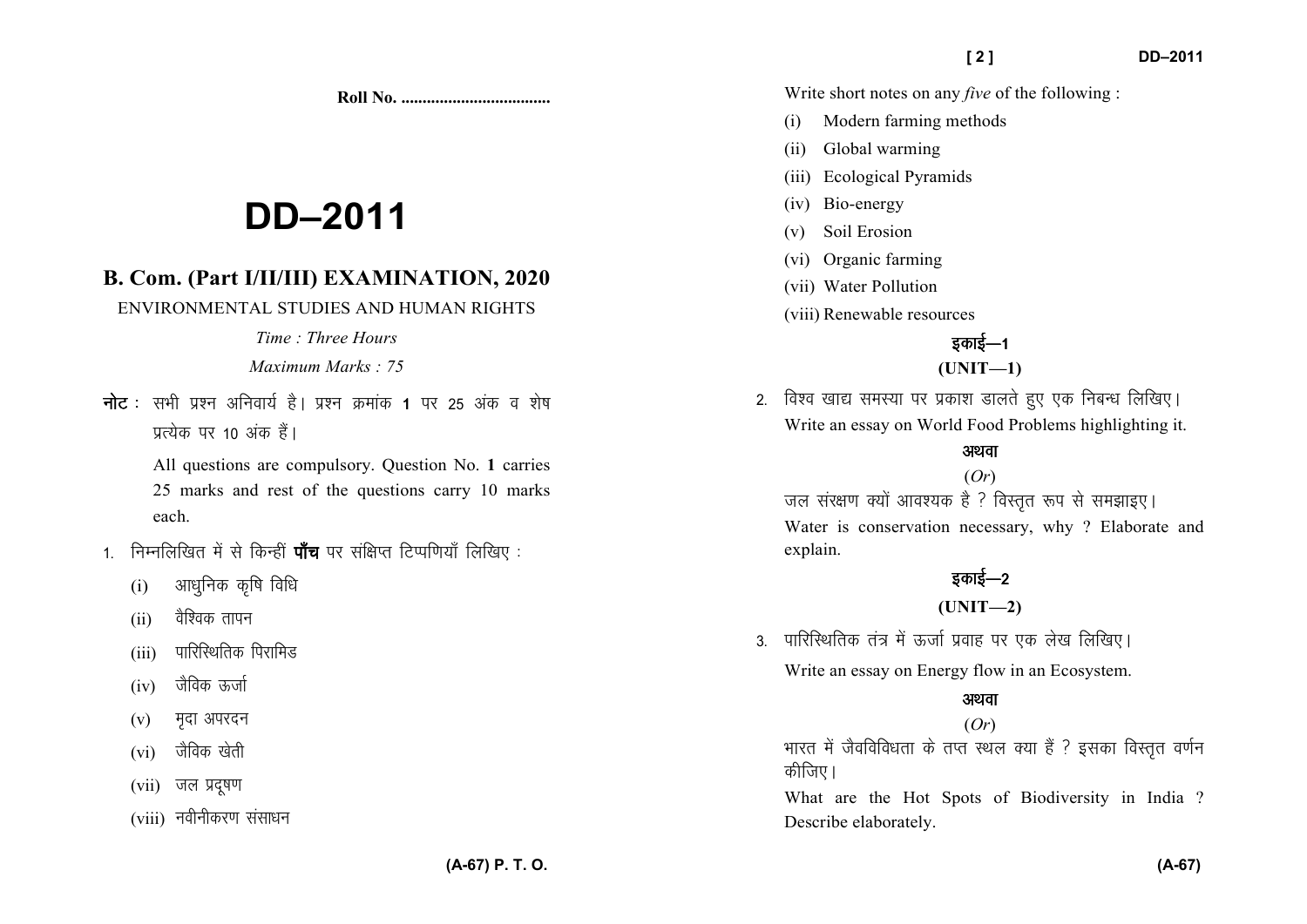Roll No. ..................................

# DD–2011

## B. Com. (Part I/II/III) EXAMINATION, 2020

ENVIRONMENTAL STUDIES AND HUMAN RIGHTS

*Time : Three Hours*

*Maximum Marks : 75*

**नोट :** सभी प्रश्न अनिवार्य है। प्रश्न क्रमांक 1 पर 25 अंक व शेष प्रत्येक पर 10 अंक हैं।

All questions are compulsory. Question No. **1** carries 25 marks and rest of the questions carry 10 marks each.

1. निम्नलिखित में से किन्हीं **पाँच** पर संक्षिप्त टिप्पणियाँ लिखिए :

   (i) आधुनिक कृषि विधि

   (ii) वैश्विक तापन

   (iii) पारिस्थितिक पिरामिड

   (iv) जैविक ऊर्जा

   (v) मृदा अपरदन

   (vi) जैविक खेती

   (vii) जल प्रदूषण

   (viii) नवीनीकरण संसाधन

   Write short notes on any *five* of the following :

   (i) Modern farming methods

   (ii) Global warming

   (iii) Ecological Pyramids

   (iv) Bio-energy

   (v) Soil Erosion

   (vi) Organic farming

   (vii) Water Pollution

   (viii) Renewable resources

### इकाई—1
### (UNIT—1)

2. विश्व खाद्य समस्या पर प्रकाश डालते हुए एक निबन्ध लिखिए।

   Write an essay on World Food Problems highlighting it.

   **अथवा**

   (*Or*)

   जल संरक्षण क्यों आवश्यक है ? विस्तृत रूप से समझाइए।

   Water is conservation necessary, why ? Elaborate and explain.

### इकाई—2
### (UNIT—2)

3. पारिस्थितिक तंत्र में ऊर्जा प्रवाह पर एक लेख लिखिए।

   Write an essay on Energy flow in an Ecosystem.

   **अथवा**

   (*Or*)

   भारत में जैवविविधता के तप्त स्थल क्या हैं ? इसका विस्तृत वर्णन कीजिए।

   What are the Hot Spots of Biodiversity in India ? Describe elaborately.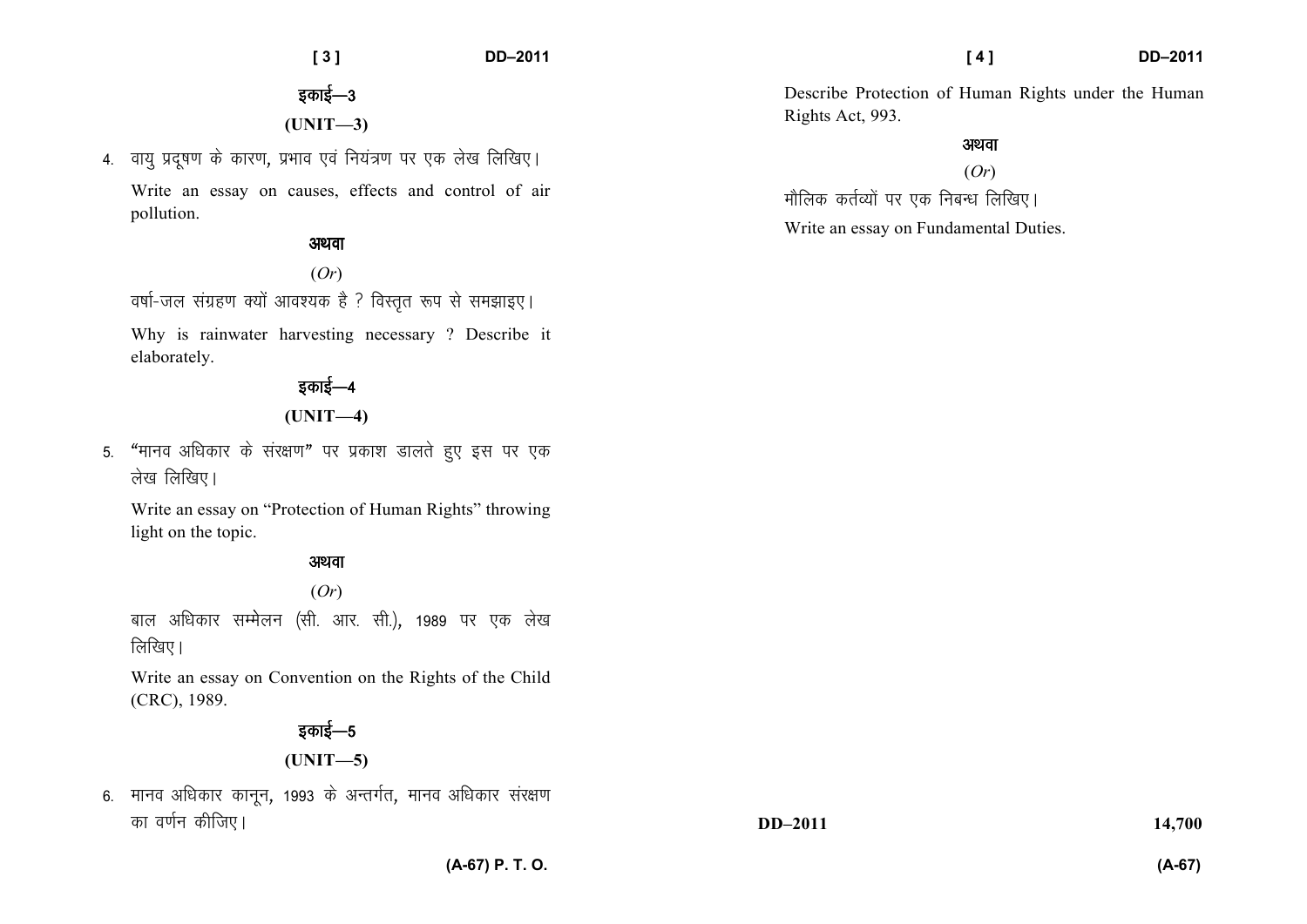## इकाई—3

## (UNIT—3)

4. वायु प्रदूषण के कारण, प्रभाव एवं नियंत्रण पर एक लेख लिखिए।

   Write an essay on causes, effects and control of air pollution.

   **अथवा**

   (*Or*)

   वर्षा-जल संग्रहण क्यों आवश्यक है ? विस्तृत रूप से समझाइए।

   Why is rainwater harvesting necessary ? Describe it elaborately.

## इकाई—4

## (UNIT—4)

5. "मानव अधिकार के संरक्षण" पर प्रकाश डालते हुए इस पर एक लेख लिखिए।

   Write an essay on "Protection of Human Rights" throwing light on the topic.

   **अथवा**

   (*Or*)

   बाल अधिकार सम्मेलन (सी. आर. सी.), 1989 पर एक लेख लिखिए।

   Write an essay on Convention on the Rights of the Child (CRC), 1989.

## इकाई—5

## (UNIT—5)

6. मानव अधिकार कानून, 1993 के अन्तर्गत, मानव अधिकार संरक्षण का वर्णन कीजिए।

   Describe Protection of Human Rights under the Human Rights Act, 993.

   **अथवा**

   (*Or*)

   मौलिक कर्तव्यों पर एक निबन्ध लिखिए।

   Write an essay on Fundamental Duties.

DD–2011 14,700